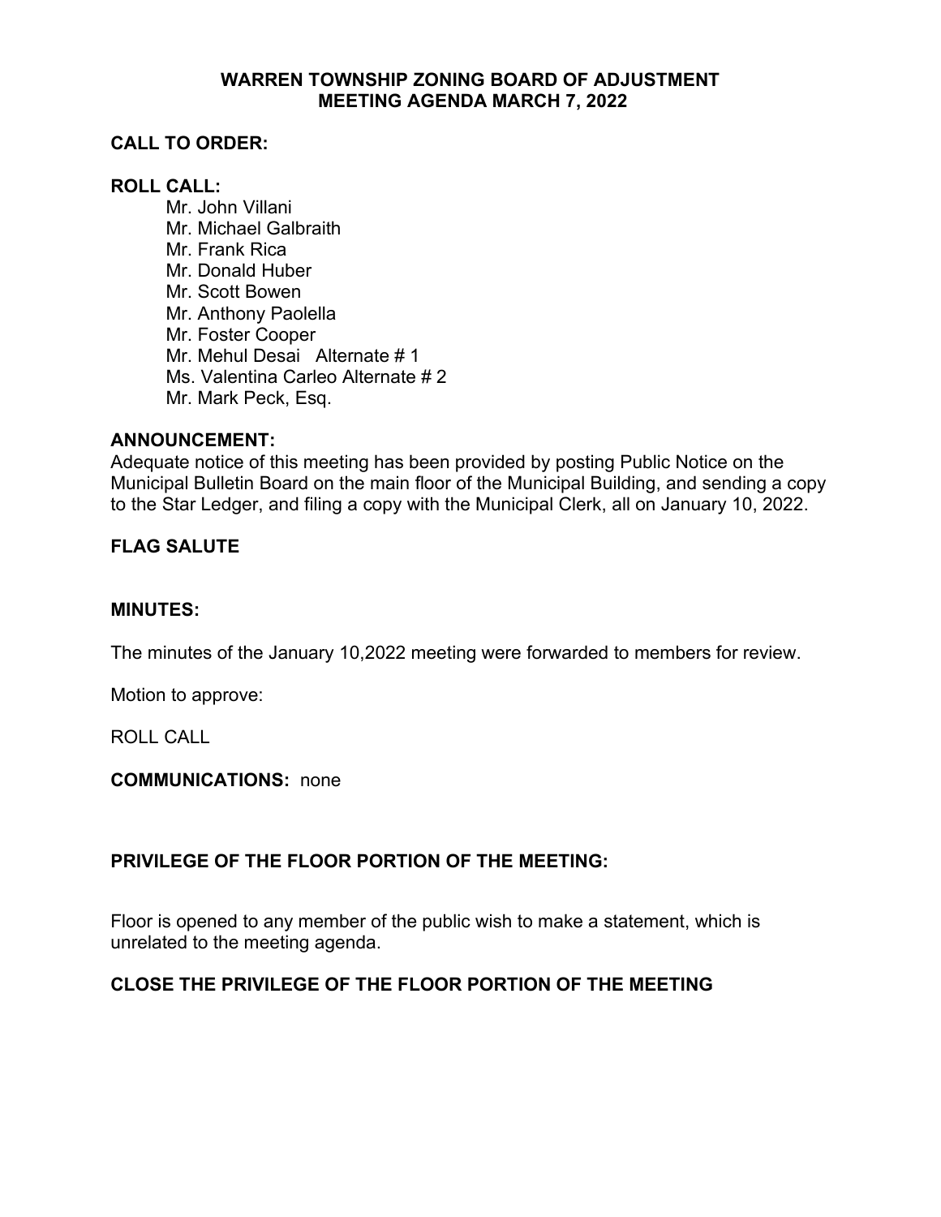# WARREN TOWNSHIP ZONING BOARD OF ADJUSTMENT
# MEETING AGENDA MARCH 7, 2022

## CALL TO ORDER:

## ROLL CALL:

Mr. John Villani
Mr. Michael Galbraith
Mr. Frank Rica
Mr. Donald Huber
Mr. Scott Bowen
Mr. Anthony Paolella
Mr. Foster Cooper
Mr. Mehul Desai   Alternate # 1
Ms. Valentina Carleo Alternate # 2
Mr. Mark Peck, Esq.

## ANNOUNCEMENT:

Adequate notice of this meeting has been provided by posting Public Notice on the Municipal Bulletin Board on the main floor of the Municipal Building, and sending a copy to the Star Ledger, and filing a copy with the Municipal Clerk, all on January 10, 2022.

## FLAG SALUTE

## MINUTES:

The minutes of the January 10,2022 meeting were forwarded to members for review.

Motion to approve:

ROLL CALL

**COMMUNICATIONS:** none

## PRIVILEGE OF THE FLOOR PORTION OF THE MEETING:

Floor is opened to any member of the public wish to make a statement, which is unrelated to the meeting agenda.

## CLOSE THE PRIVILEGE OF THE FLOOR PORTION OF THE MEETING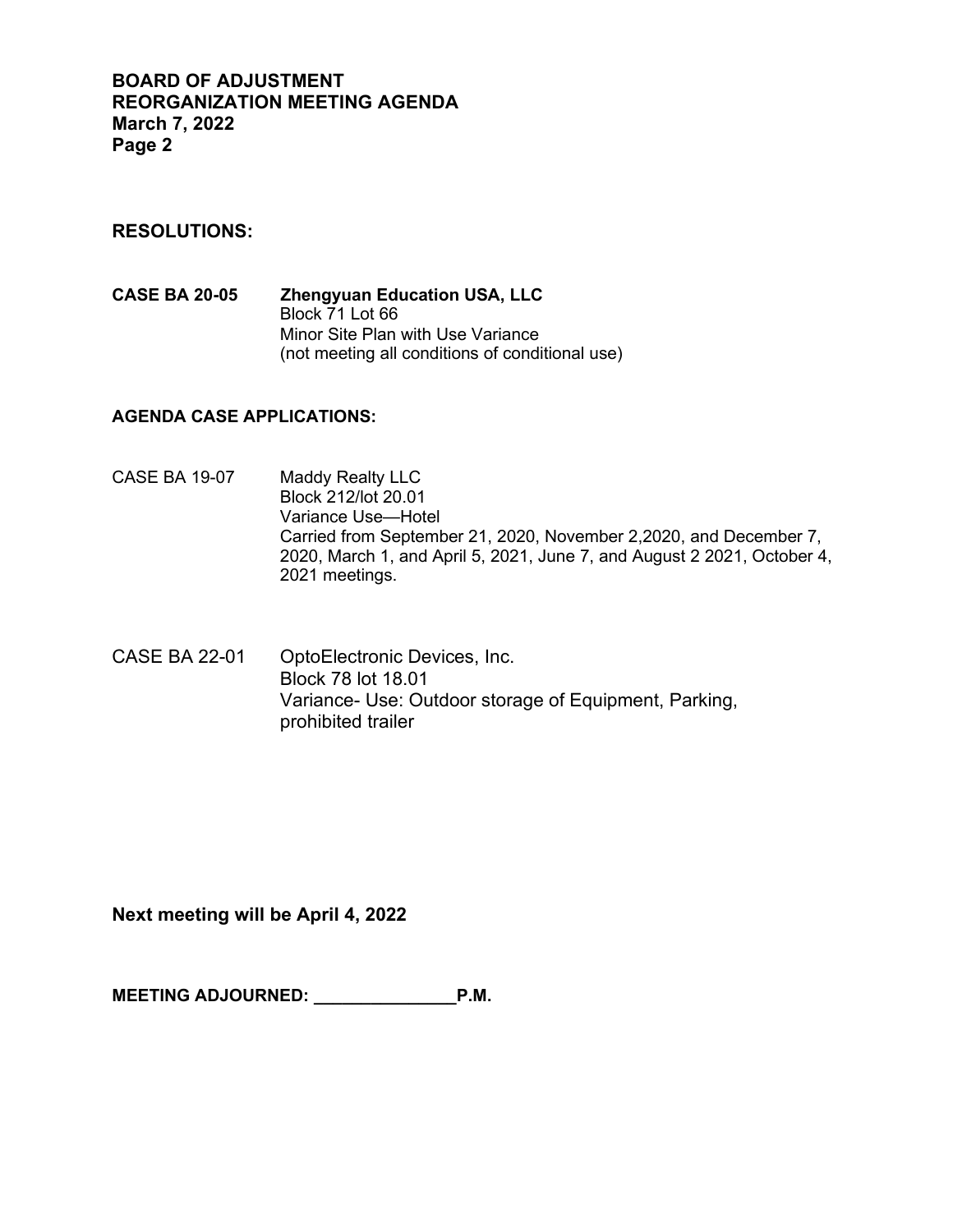**RESOLUTIONS:**

**CASE BA 20-05** **Zhengyuan Education USA, LLC**
Block 71 Lot 66
Minor Site Plan with Use Variance
(not meeting all conditions of conditional use)

**AGENDA CASE APPLICATIONS:**

CASE BA 19-07 Maddy Realty LLC
Block 212/lot 20.01
Variance Use—Hotel
Carried from September 21, 2020, November 2,2020, and December 7, 2020, March 1, and April 5, 2021, June 7, and August 2 2021, October 4, 2021 meetings.

CASE BA 22-01 OptoElectronic Devices, Inc.
Block 78 lot 18.01
Variance- Use: Outdoor storage of Equipment, Parking, prohibited trailer

**Next meeting will be April 4, 2022**

**MEETING ADJOURNED: _______________P.M.**